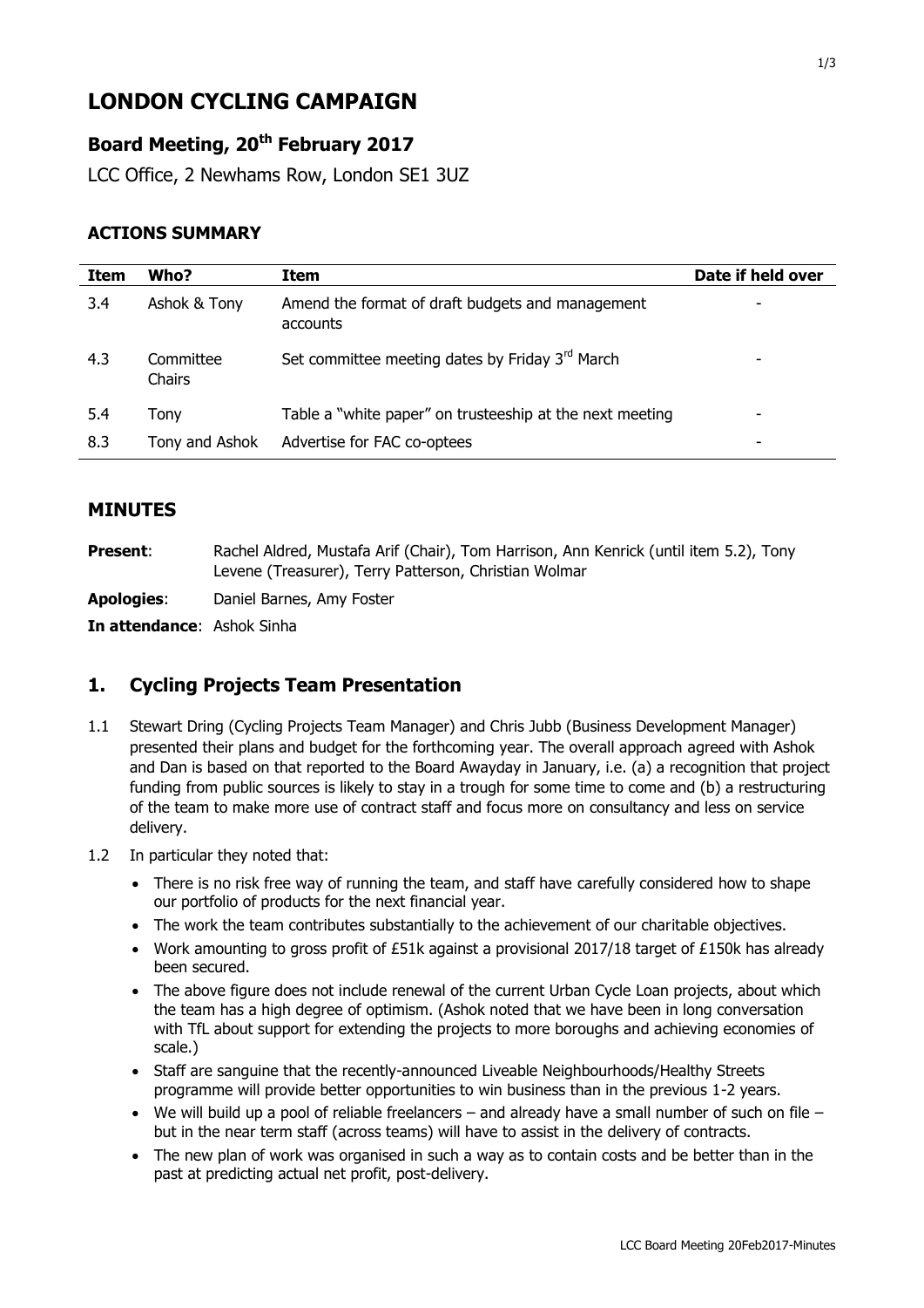# LONDON CYCLING CAMPAIGN

## Board Meeting, 20th February 2017

LCC Office, 2 Newhams Row, London SE1 3UZ

### ACTIONS SUMMARY

| Item | Who? | Item | Date if held over |
|---|---|---|---|
| 3.4 | Ashok & Tony | Amend the format of draft budgets and management accounts | - |
| 4.3 | Committee Chairs | Set committee meeting dates by Friday 3rd March | - |
| 5.4 | Tony | Table a "white paper" on trusteeship at the next meeting | - |
| 8.3 | Tony and Ashok | Advertise for FAC co-optees | - |

## MINUTES

**Present**: Rachel Aldred, Mustafa Arif (Chair), Tom Harrison, Ann Kenrick (until item 5.2), Tony Levene (Treasurer), Terry Patterson, Christian Wolmar

**Apologies**: Daniel Barnes, Amy Foster

**In attendance**: Ashok Sinha

## 1. Cycling Projects Team Presentation

1.1 Stewart Dring (Cycling Projects Team Manager) and Chris Jubb (Business Development Manager) presented their plans and budget for the forthcoming year. The overall approach agreed with Ashok and Dan is based on that reported to the Board Awayday in January, i.e. (a) a recognition that project funding from public sources is likely to stay in a trough for some time to come and (b) a restructuring of the team to make more use of contract staff and focus more on consultancy and less on service delivery.

1.2 In particular they noted that:

- There is no risk free way of running the team, and staff have carefully considered how to shape our portfolio of products for the next financial year.
- The work the team contributes substantially to the achievement of our charitable objectives.
- Work amounting to gross profit of £51k against a provisional 2017/18 target of £150k has already been secured.
- The above figure does not include renewal of the current Urban Cycle Loan projects, about which the team has a high degree of optimism. (Ashok noted that we have been in long conversation with TfL about support for extending the projects to more boroughs and achieving economies of scale.)
- Staff are sanguine that the recently-announced Liveable Neighbourhoods/Healthy Streets programme will provide better opportunities to win business than in the previous 1-2 years.
- We will build up a pool of reliable freelancers – and already have a small number of such on file – but in the near term staff (across teams) will have to assist in the delivery of contracts.
- The new plan of work was organised in such a way as to contain costs and be better than in the past at predicting actual net profit, post-delivery.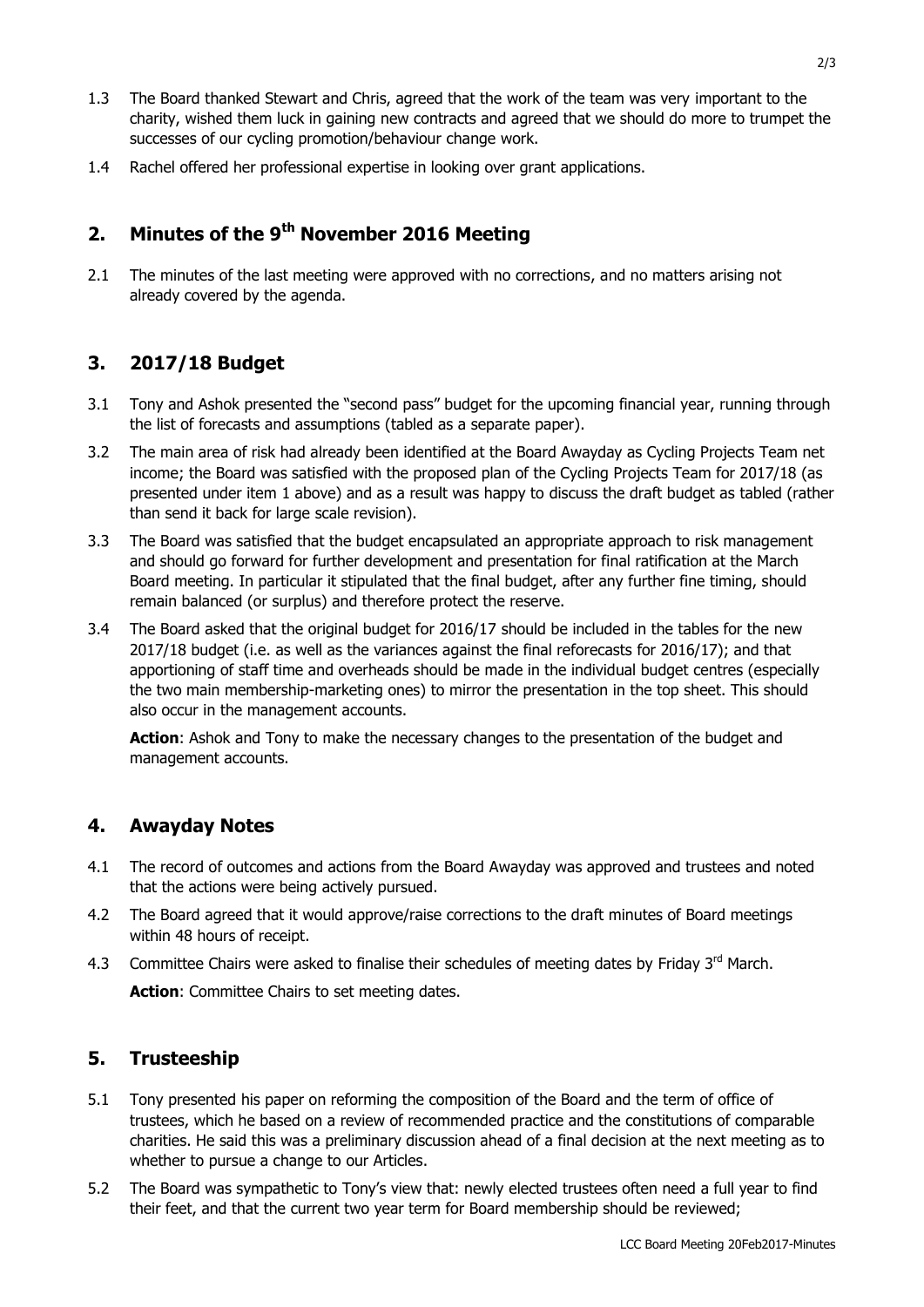1.3 The Board thanked Stewart and Chris, agreed that the work of the team was very important to the charity, wished them luck in gaining new contracts and agreed that we should do more to trumpet the successes of our cycling promotion/behaviour change work.

1.4 Rachel offered her professional expertise in looking over grant applications.

## 2. Minutes of the 9th November 2016 Meeting

2.1 The minutes of the last meeting were approved with no corrections, and no matters arising not already covered by the agenda.

## 3. 2017/18 Budget

3.1 Tony and Ashok presented the "second pass" budget for the upcoming financial year, running through the list of forecasts and assumptions (tabled as a separate paper).

3.2 The main area of risk had already been identified at the Board Awayday as Cycling Projects Team net income; the Board was satisfied with the proposed plan of the Cycling Projects Team for 2017/18 (as presented under item 1 above) and as a result was happy to discuss the draft budget as tabled (rather than send it back for large scale revision).

3.3 The Board was satisfied that the budget encapsulated an appropriate approach to risk management and should go forward for further development and presentation for final ratification at the March Board meeting. In particular it stipulated that the final budget, after any further fine timing, should remain balanced (or surplus) and therefore protect the reserve.

3.4 The Board asked that the original budget for 2016/17 should be included in the tables for the new 2017/18 budget (i.e. as well as the variances against the final reforecasts for 2016/17); and that apportioning of staff time and overheads should be made in the individual budget centres (especially the two main membership-marketing ones) to mirror the presentation in the top sheet. This should also occur in the management accounts.

**Action**: Ashok and Tony to make the necessary changes to the presentation of the budget and management accounts.

## 4. Awayday Notes

4.1 The record of outcomes and actions from the Board Awayday was approved and trustees and noted that the actions were being actively pursued.

4.2 The Board agreed that it would approve/raise corrections to the draft minutes of Board meetings within 48 hours of receipt.

4.3 Committee Chairs were asked to finalise their schedules of meeting dates by Friday 3rd March.

**Action**: Committee Chairs to set meeting dates.

## 5. Trusteeship

5.1 Tony presented his paper on reforming the composition of the Board and the term of office of trustees, which he based on a review of recommended practice and the constitutions of comparable charities. He said this was a preliminary discussion ahead of a final decision at the next meeting as to whether to pursue a change to our Articles.

5.2 The Board was sympathetic to Tony's view that: newly elected trustees often need a full year to find their feet, and that the current two year term for Board membership should be reviewed;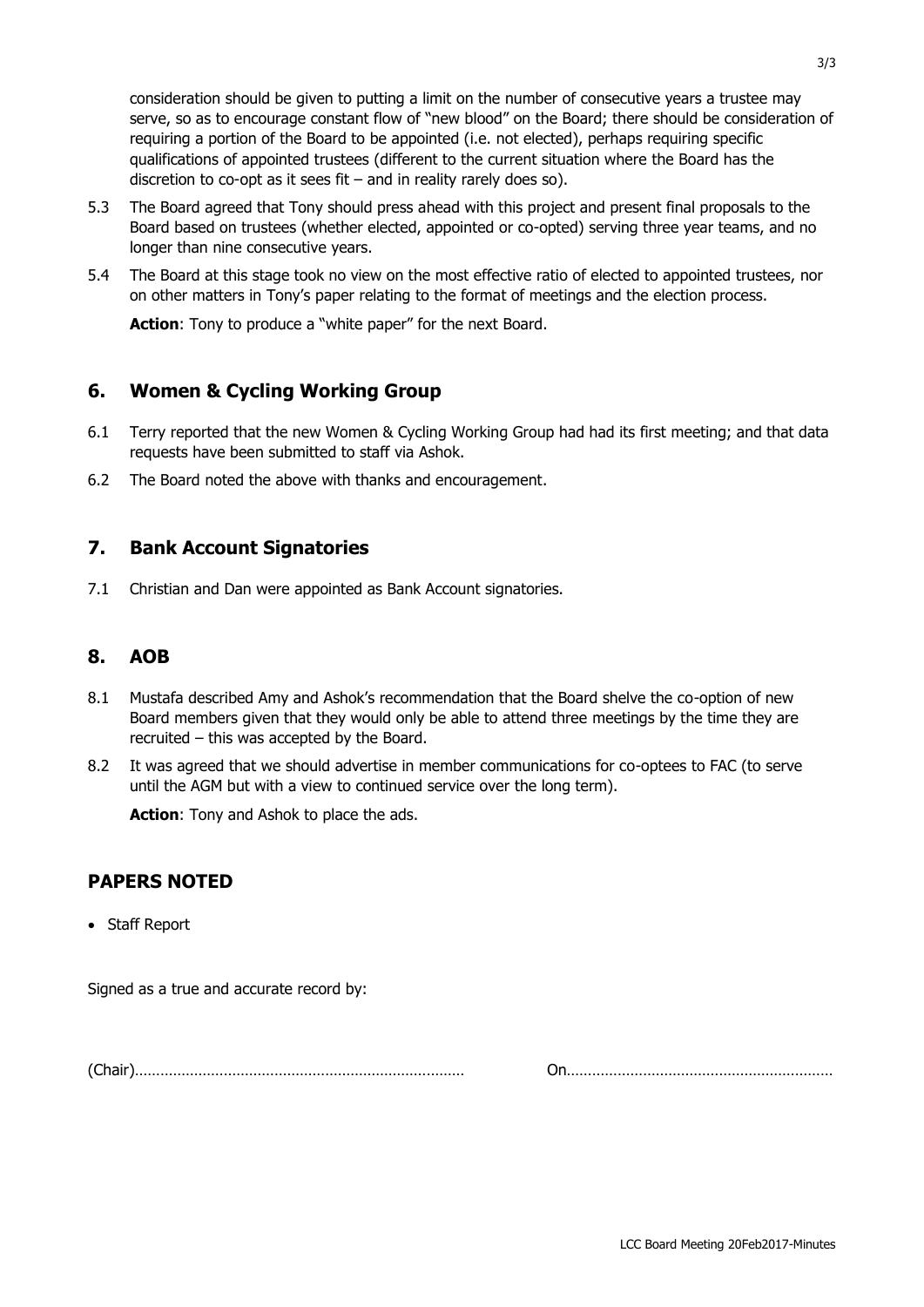consideration should be given to putting a limit on the number of consecutive years a trustee may serve, so as to encourage constant flow of "new blood" on the Board; there should be consideration of requiring a portion of the Board to be appointed (i.e. not elected), perhaps requiring specific qualifications of appointed trustees (different to the current situation where the Board has the discretion to co-opt as it sees fit – and in reality rarely does so).

5.3 The Board agreed that Tony should press ahead with this project and present final proposals to the Board based on trustees (whether elected, appointed or co-opted) serving three year teams, and no longer than nine consecutive years.

5.4 The Board at this stage took no view on the most effective ratio of elected to appointed trustees, nor on other matters in Tony's paper relating to the format of meetings and the election process.

**Action**: Tony to produce a "white paper" for the next Board.

## 6. Women & Cycling Working Group

6.1 Terry reported that the new Women & Cycling Working Group had had its first meeting; and that data requests have been submitted to staff via Ashok.

6.2 The Board noted the above with thanks and encouragement.

## 7. Bank Account Signatories

7.1 Christian and Dan were appointed as Bank Account signatories.

## 8. AOB

8.1 Mustafa described Amy and Ashok's recommendation that the Board shelve the co-option of new Board members given that they would only be able to attend three meetings by the time they are recruited – this was accepted by the Board.

8.2 It was agreed that we should advertise in member communications for co-optees to FAC (to serve until the AGM but with a view to continued service over the long term).

**Action**: Tony and Ashok to place the ads.

## PAPERS NOTED

- Staff Report

Signed as a true and accurate record by:

(Chair)………………………………………………………………… On………………………………………………………